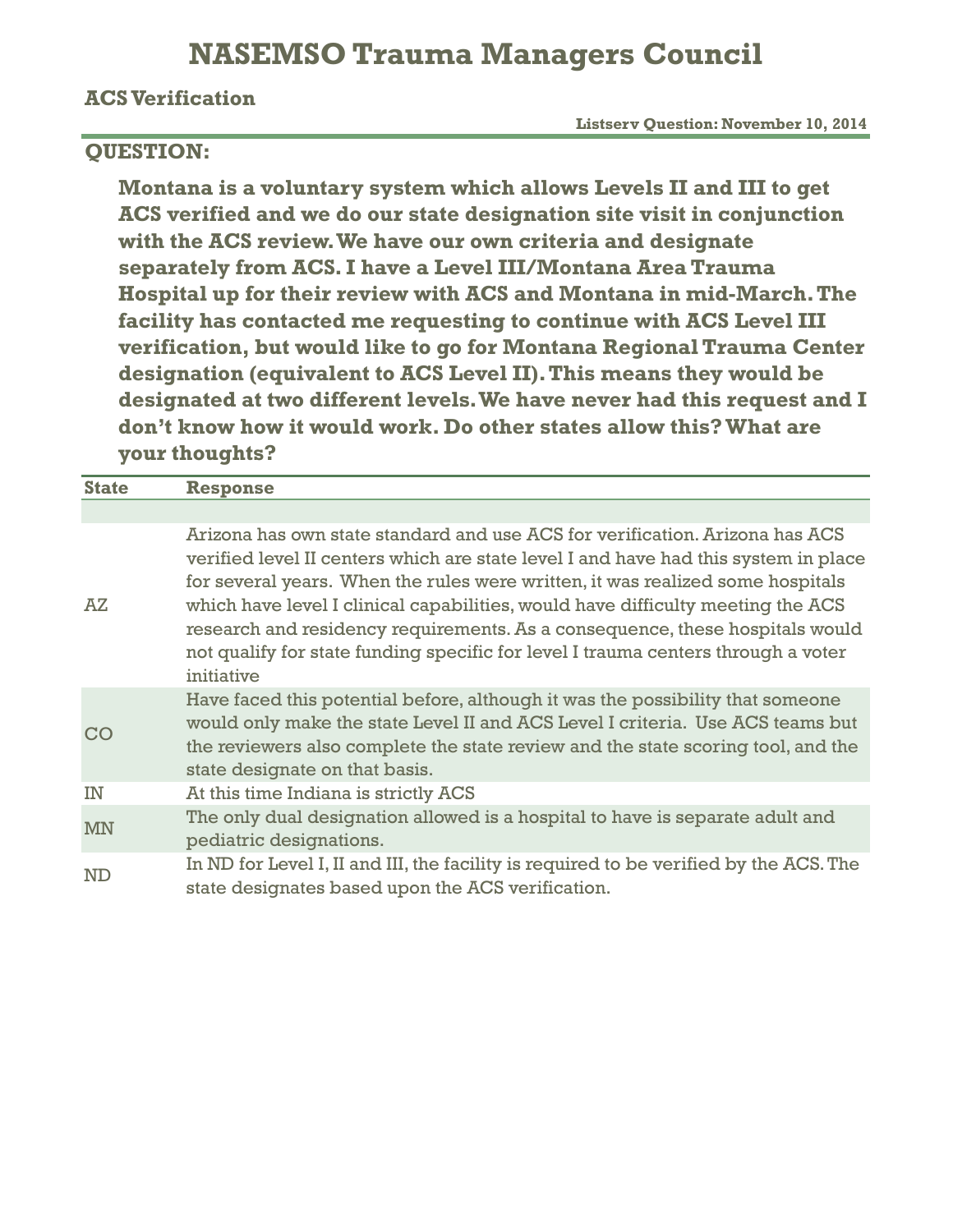# NASEMSO Trauma Managers Council

## ACS Verification

**Listserv Question: November 10, 2014**

## QUESTION:

**Montana is a voluntary system which allows Levels II and III to get ACS verified and we do our state designation site visit in conjunction with the ACS review. We have our own criteria and designate separately from ACS. I have a Level III/Montana Area Trauma Hospital up for their review with ACS and Montana in mid-March. The facility has contacted me requesting to continue with ACS Level III verification, but would like to go for Montana Regional Trauma Center designation (equivalent to ACS Level II). This means they would be designated at two different levels. We have never had this request and I don't know how it would work. Do other states allow this? What are your thoughts?**

| State | Response |
|---|---|
| | |
| AZ | Arizona has own state standard and use ACS for verification. Arizona has ACS verified level II centers which are state level I and have had this system in place for several years. When the rules were written, it was realized some hospitals which have level I clinical capabilities, would have difficulty meeting the ACS research and residency requirements. As a consequence, these hospitals would not qualify for state funding specific for level I trauma centers through a voter initiative |
| CO | Have faced this potential before, although it was the possibility that someone would only make the state Level II and ACS Level I criteria. Use ACS teams but the reviewers also complete the state review and the state scoring tool, and the state designate on that basis. |
| IN | At this time Indiana is strictly ACS |
| MN | The only dual designation allowed is a hospital to have is separate adult and pediatric designations. |
| ND | In ND for Level I, II and III, the facility is required to be verified by the ACS. The state designates based upon the ACS verification. |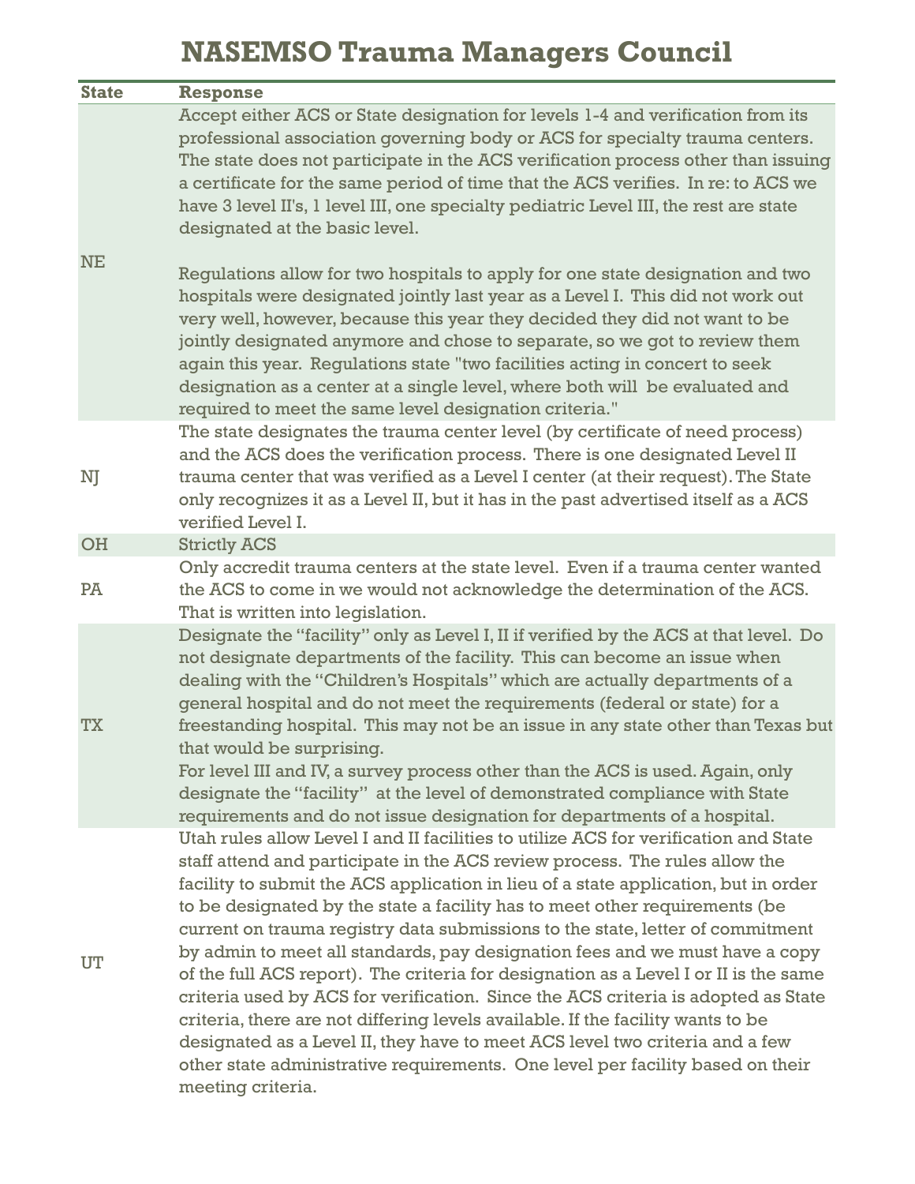# NASEMSO Trauma Managers Council

| State | Response |
|---|---|
| NE | Accept either ACS or State designation for levels 1-4 and verification from its professional association governing body or ACS for specialty trauma centers. The state does not participate in the ACS verification process other than issuing a certificate for the same period of time that the ACS verifies. In re: to ACS we have 3 level II's, 1 level III, one specialty pediatric Level III, the rest are state designated at the basic level.<br><br>Regulations allow for two hospitals to apply for one state designation and two hospitals were designated jointly last year as a Level I. This did not work out very well, however, because this year they decided they did not want to be jointly designated anymore and chose to separate, so we got to review them again this year. Regulations state "two facilities acting in concert to seek designation as a center at a single level, where both will be evaluated and required to meet the same level designation criteria." |
| NJ | The state designates the trauma center level (by certificate of need process) and the ACS does the verification process. There is one designated Level II trauma center that was verified as a Level I center (at their request). The State only recognizes it as a Level II, but it has in the past advertised itself as a ACS verified Level I. |
| OH | Strictly ACS |
| PA | Only accredit trauma centers at the state level. Even if a trauma center wanted the ACS to come in we would not acknowledge the determination of the ACS. That is written into legislation. |
| TX | Designate the "facility" only as Level I, II if verified by the ACS at that level. Do not designate departments of the facility. This can become an issue when dealing with the "Children's Hospitals" which are actually departments of a general hospital and do not meet the requirements (federal or state) for a freestanding hospital. This may not be an issue in any state other than Texas but that would be surprising.<br>For level III and IV, a survey process other than the ACS is used. Again, only designate the "facility" at the level of demonstrated compliance with State requirements and do not issue designation for departments of a hospital. |
| UT | Utah rules allow Level I and II facilities to utilize ACS for verification and State staff attend and participate in the ACS review process. The rules allow the facility to submit the ACS application in lieu of a state application, but in order to be designated by the state a facility has to meet other requirements (be current on trauma registry data submissions to the state, letter of commitment by admin to meet all standards, pay designation fees and we must have a copy of the full ACS report). The criteria for designation as a Level I or II is the same criteria used by ACS for verification. Since the ACS criteria is adopted as State criteria, there are not differing levels available. If the facility wants to be designated as a Level II, they have to meet ACS level two criteria and a few other state administrative requirements. One level per facility based on their meeting criteria. |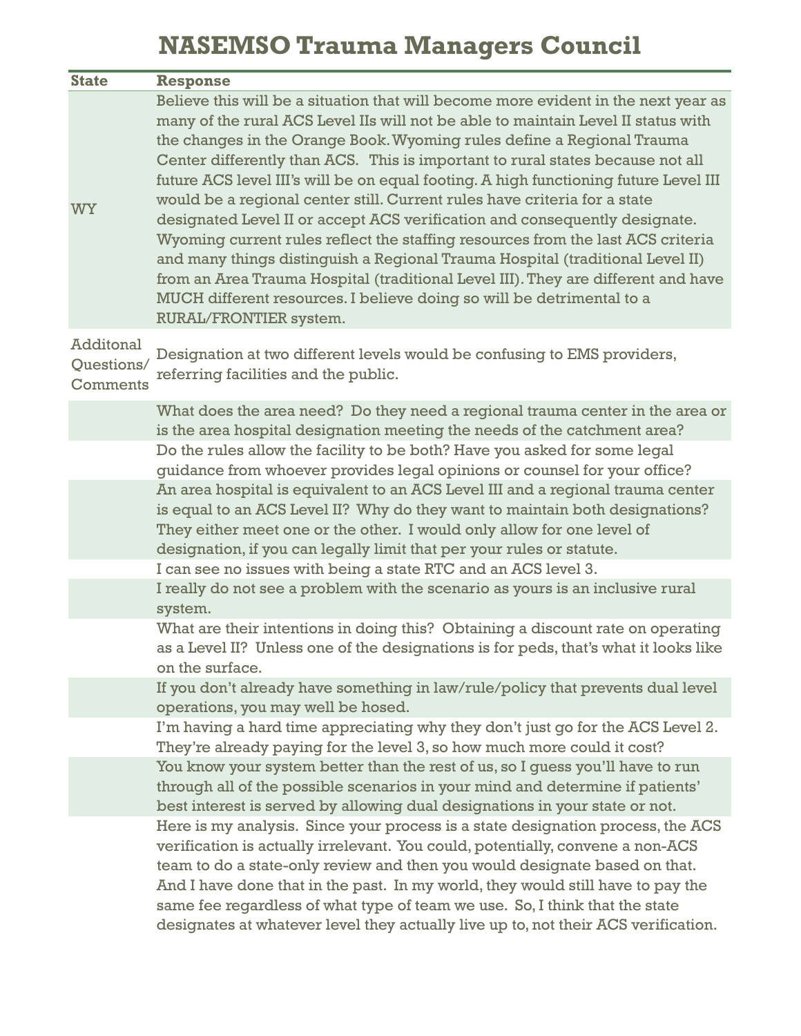# NASEMSO Trauma Managers Council

| State | Response |
| --- | --- |
| WY | Believe this will be a situation that will become more evident in the next year as many of the rural ACS Level IIs will not be able to maintain Level II status with the changes in the Orange Book. Wyoming rules define a Regional Trauma Center differently than ACS. This is important to rural states because not all future ACS level III's will be on equal footing. A high functioning future Level III would be a regional center still. Current rules have criteria for a state designated Level II or accept ACS verification and consequently designate. Wyoming current rules reflect the staffing resources from the last ACS criteria and many things distinguish a Regional Trauma Hospital (traditional Level II) from an Area Trauma Hospital (traditional Level III). They are different and have MUCH different resources. I believe doing so will be detrimental to a RURAL/FRONTIER system. |
| Additonal Questions/ Comments | Designation at two different levels would be confusing to EMS providers, referring facilities and the public. |
| | What does the area need? Do they need a regional trauma center in the area or is the area hospital designation meeting the needs of the catchment area? |
| | Do the rules allow the facility to be both? Have you asked for some legal guidance from whoever provides legal opinions or counsel for your office? |
| | An area hospital is equivalent to an ACS Level III and a regional trauma center is equal to an ACS Level II? Why do they want to maintain both designations? They either meet one or the other. I would only allow for one level of designation, if you can legally limit that per your rules or statute. |
| | I can see no issues with being a state RTC and an ACS level 3. |
| | I really do not see a problem with the scenario as yours is an inclusive rural system. |
| | What are their intentions in doing this? Obtaining a discount rate on operating as a Level II? Unless one of the designations is for peds, that's what it looks like on the surface. |
| | If you don't already have something in law/rule/policy that prevents dual level operations, you may well be hosed. |
| | I'm having a hard time appreciating why they don't just go for the ACS Level 2. They're already paying for the level 3, so how much more could it cost? |
| | You know your system better than the rest of us, so I guess you'll have to run through all of the possible scenarios in your mind and determine if patients' best interest is served by allowing dual designations in your state or not. |
| | Here is my analysis. Since your process is a state designation process, the ACS verification is actually irrelevant. You could, potentially, convene a non-ACS team to do a state-only review and then you would designate based on that. And I have done that in the past. In my world, they would still have to pay the same fee regardless of what type of team we use. So, I think that the state designates at whatever level they actually live up to, not their ACS verification. |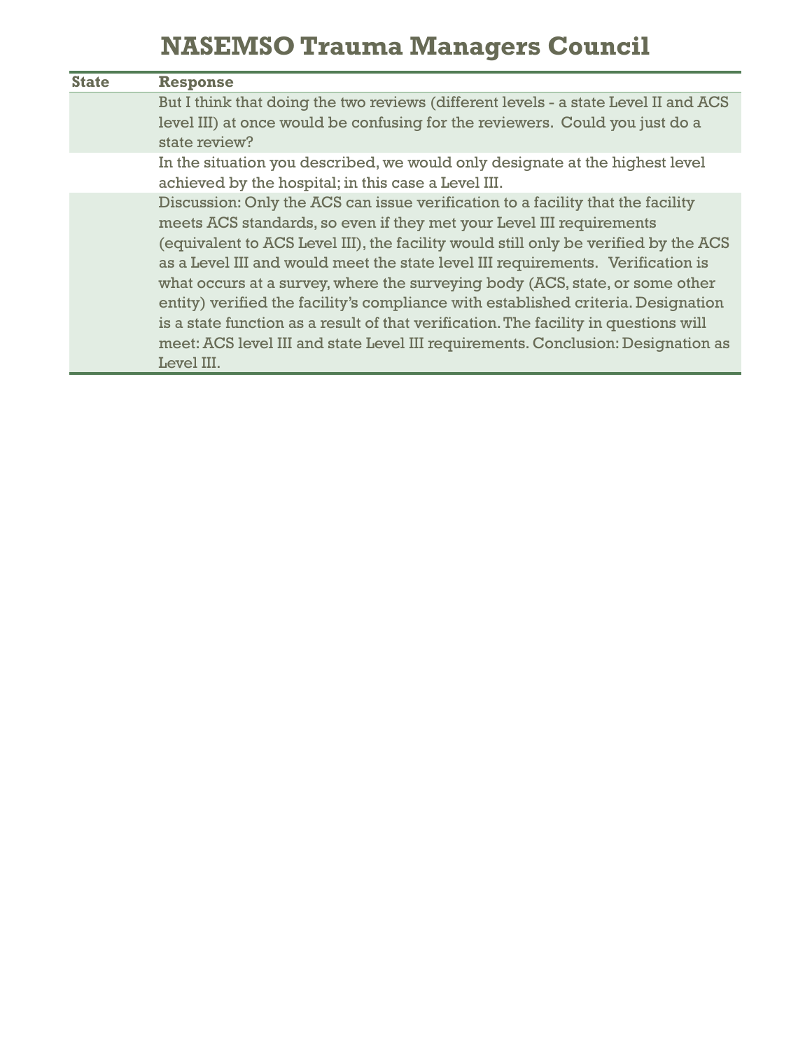# NASEMSO Trauma Managers Council

| State | Response |
|---|---|
| | But I think that doing the two reviews (different levels - a state Level II and ACS level III) at once would be confusing for the reviewers. Could you just do a state review? |
| | In the situation you described, we would only designate at the highest level achieved by the hospital; in this case a Level III. |
| | Discussion: Only the ACS can issue verification to a facility that the facility meets ACS standards, so even if they met your Level III requirements (equivalent to ACS Level III), the facility would still only be verified by the ACS as a Level III and would meet the state level III requirements. Verification is what occurs at a survey, where the surveying body (ACS, state, or some other entity) verified the facility's compliance with established criteria. Designation is a state function as a result of that verification. The facility in questions will meet: ACS level III and state Level III requirements. Conclusion: Designation as Level III. |